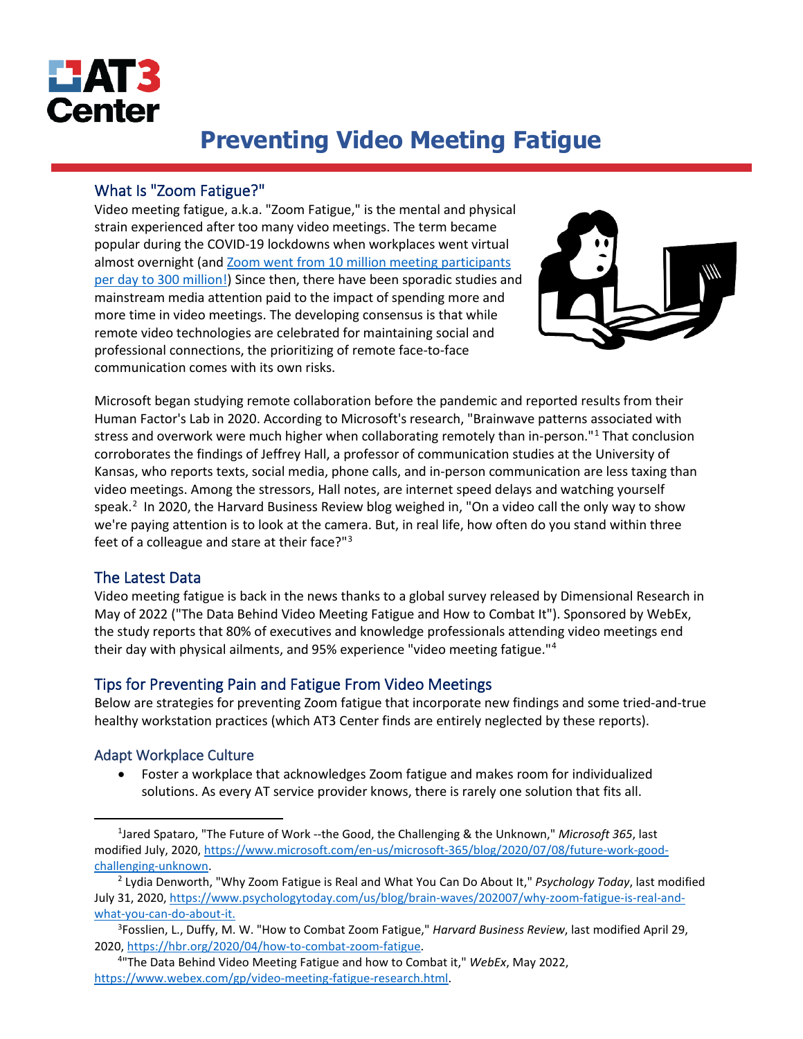AT3 Center

# Preventing Video Meeting Fatigue

## What Is "Zoom Fatigue?"

Video meeting fatigue, a.k.a. "Zoom Fatigue," is the mental and physical strain experienced after too many video meetings. The term became popular during the COVID-19 lockdowns when workplaces went virtual almost overnight (and [Zoom went from 10 million meeting participants per day to 300 million!]) Since then, there have been sporadic studies and mainstream media attention paid to the impact of spending more and more time in video meetings. The developing consensus is that while remote video technologies are celebrated for maintaining social and professional connections, the prioritizing of remote face-to-face communication comes with its own risks.

Microsoft began studying remote collaboration before the pandemic and reported results from their Human Factor's Lab in 2020. According to Microsoft's research, "Brainwave patterns associated with stress and overwork were much higher when collaborating remotely than in-person."[1] That conclusion corroborates the findings of Jeffrey Hall, a professor of communication studies at the University of Kansas, who reports texts, social media, phone calls, and in-person communication are less taxing than video meetings. Among the stressors, Hall notes, are internet speed delays and watching yourself speak.[2] In 2020, the Harvard Business Review blog weighed in, "On a video call the only way to show we're paying attention is to look at the camera. But, in real life, how often do you stand within three feet of a colleague and stare at their face?"[3]

## The Latest Data

Video meeting fatigue is back in the news thanks to a global survey released by Dimensional Research in May of 2022 ("The Data Behind Video Meeting Fatigue and How to Combat It"). Sponsored by WebEx, the study reports that 80% of executives and knowledge professionals attending video meetings end their day with physical ailments, and 95% experience "video meeting fatigue."[4]

## Tips for Preventing Pain and Fatigue From Video Meetings

Below are strategies for preventing Zoom fatigue that incorporate new findings and some tried-and-true healthy workstation practices (which AT3 Center finds are entirely neglected by these reports).

### Adapt Workplace Culture

- Foster a workplace that acknowledges Zoom fatigue and makes room for individualized solutions. As every AT service provider knows, there is rarely one solution that fits all.

---

[1] Jared Spataro, "The Future of Work --the Good, the Challenging & the Unknown," *Microsoft 365*, last modified July, 2020, https://www.microsoft.com/en-us/microsoft-365/blog/2020/07/08/future-work-good-challenging-unknown.

[2] Lydia Denworth, "Why Zoom Fatigue is Real and What You Can Do About It," *Psychology Today*, last modified July 31, 2020, https://www.psychologytoday.com/us/blog/brain-waves/202007/why-zoom-fatigue-is-real-and-what-you-can-do-about-it.

[3] Fosslien, L., Duffy, M. W. "How to Combat Zoom Fatigue," *Harvard Business Review*, last modified April 29, 2020, https://hbr.org/2020/04/how-to-combat-zoom-fatigue.

[4] "The Data Behind Video Meeting Fatigue and how to Combat it," *WebEx*, May 2022, https://www.webex.com/gp/video-meeting-fatigue-research.html.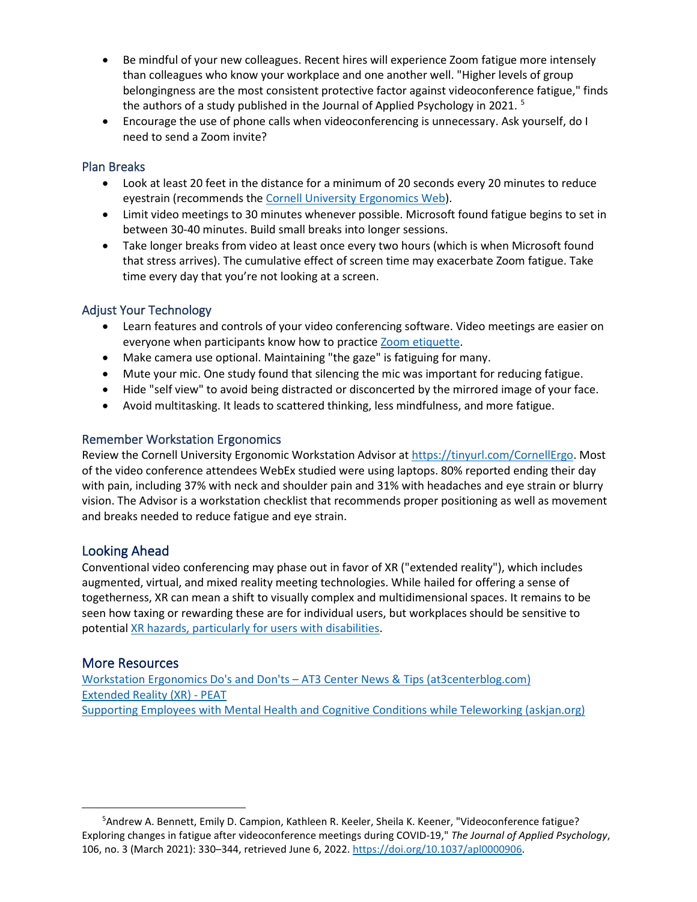- Be mindful of your new colleagues. Recent hires will experience Zoom fatigue more intensely than colleagues who know your workplace and one another well. "Higher levels of group belongingness are the most consistent protective factor against videoconference fatigue," finds the authors of a study published in the Journal of Applied Psychology in 2021. [5]
- Encourage the use of phone calls when videoconferencing is unnecessary. Ask yourself, do I need to send a Zoom invite?

### Plan Breaks

- Look at least 20 feet in the distance for a minimum of 20 seconds every 20 minutes to reduce eyestrain (recommends the Cornell University Ergonomics Web).
- Limit video meetings to 30 minutes whenever possible. Microsoft found fatigue begins to set in between 30-40 minutes. Build small breaks into longer sessions.
- Take longer breaks from video at least once every two hours (which is when Microsoft found that stress arrives). The cumulative effect of screen time may exacerbate Zoom fatigue. Take time every day that you're not looking at a screen.

### Adjust Your Technology

- Learn features and controls of your video conferencing software. Video meetings are easier on everyone when participants know how to practice Zoom etiquette.
- Make camera use optional. Maintaining "the gaze" is fatiguing for many.
- Mute your mic. One study found that silencing the mic was important for reducing fatigue.
- Hide "self view" to avoid being distracted or disconcerted by the mirrored image of your face.
- Avoid multitasking. It leads to scattered thinking, less mindfulness, and more fatigue.

### Remember Workstation Ergonomics

Review the Cornell University Ergonomic Workstation Advisor at https://tinyurl.com/CornellErgo. Most of the video conference attendees WebEx studied were using laptops. 80% reported ending their day with pain, including 37% with neck and shoulder pain and 31% with headaches and eye strain or blurry vision. The Advisor is a workstation checklist that recommends proper positioning as well as movement and breaks needed to reduce fatigue and eye strain.

## Looking Ahead

Conventional video conferencing may phase out in favor of XR ("extended reality"), which includes augmented, virtual, and mixed reality meeting technologies. While hailed for offering a sense of togetherness, XR can mean a shift to visually complex and multidimensional spaces. It remains to be seen how taxing or rewarding these are for individual users, but workplaces should be sensitive to potential XR hazards, particularly for users with disabilities.

## More Resources

Workstation Ergonomics Do's and Don'ts – AT3 Center News & Tips (at3centerblog.com)
Extended Reality (XR) - PEAT
Supporting Employees with Mental Health and Cognitive Conditions while Teleworking (askjan.org)

---

[5] Andrew A. Bennett, Emily D. Campion, Kathleen R. Keeler, Sheila K. Keener, "Videoconference fatigue? Exploring changes in fatigue after videoconference meetings during COVID-19," *The Journal of Applied Psychology*, 106, no. 3 (March 2021): 330–344, retrieved June 6, 2022. https://doi.org/10.1037/apl0000906.